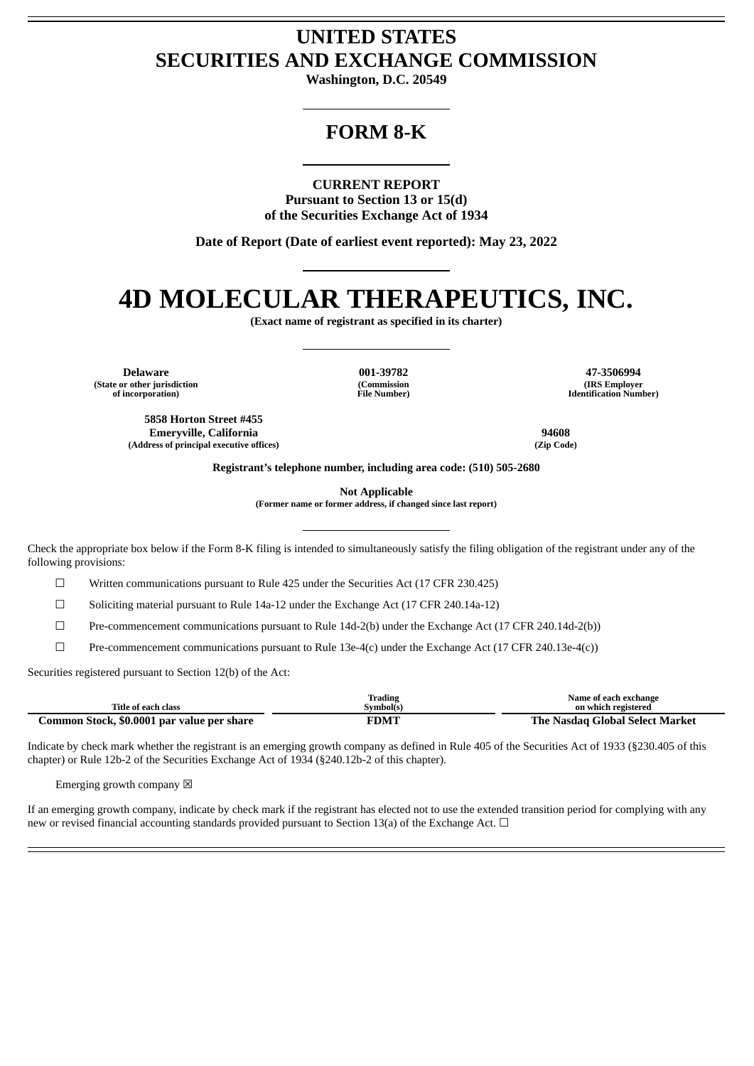# UNITED STATES
# SECURITIES AND EXCHANGE COMMISSION

**Washington, D.C. 20549**

## FORM 8-K

**CURRENT REPORT**
**Pursuant to Section 13 or 15(d)**
**of the Securities Exchange Act of 1934**

**Date of Report (Date of earliest event reported): May 23, 2022**

# 4D MOLECULAR THERAPEUTICS, INC.

**(Exact name of registrant as specified in its charter)**

| Delaware | 001-39782 | 47-3506994 |
|---|---|---|
| (State or other jurisdiction of incorporation) | (Commission File Number) | (IRS Employer Identification Number) |

| 5858 Horton Street #455 Emeryville, California | 94608 |
|---|---|
| (Address of principal executive offices) | (Zip Code) |

**Registrant's telephone number, including area code: (510) 505-2680**

**Not Applicable**
**(Former name or former address, if changed since last report)**

Check the appropriate box below if the Form 8-K filing is intended to simultaneously satisfy the filing obligation of the registrant under any of the following provisions:

☐ Written communications pursuant to Rule 425 under the Securities Act (17 CFR 230.425)

☐ Soliciting material pursuant to Rule 14a-12 under the Exchange Act (17 CFR 240.14a-12)

☐ Pre-commencement communications pursuant to Rule 14d-2(b) under the Exchange Act (17 CFR 240.14d-2(b))

☐ Pre-commencement communications pursuant to Rule 13e-4(c) under the Exchange Act (17 CFR 240.13e-4(c))

Securities registered pursuant to Section 12(b) of the Act:

| Title of each class | Trading Symbol(s) | Name of each exchange on which registered |
|---|---|---|
| **Common Stock, $0.0001 par value per share** | **FDMT** | **The Nasdaq Global Select Market** |

Indicate by check mark whether the registrant is an emerging growth company as defined in Rule 405 of the Securities Act of 1933 (§230.405 of this chapter) or Rule 12b-2 of the Securities Exchange Act of 1934 (§240.12b-2 of this chapter).

Emerging growth company ☒

If an emerging growth company, indicate by check mark if the registrant has elected not to use the extended transition period for complying with any new or revised financial accounting standards provided pursuant to Section 13(a) of the Exchange Act. ☐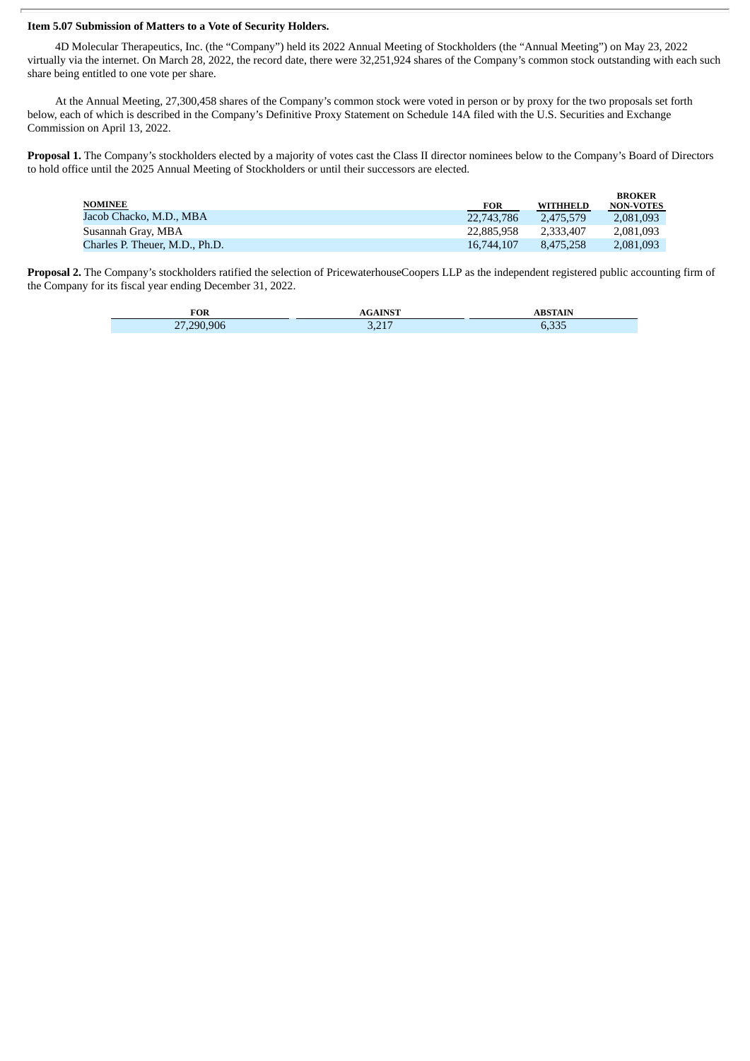**Item 5.07 Submission of Matters to a Vote of Security Holders.**

4D Molecular Therapeutics, Inc. (the "Company") held its 2022 Annual Meeting of Stockholders (the "Annual Meeting") on May 23, 2022 virtually via the internet. On March 28, 2022, the record date, there were 32,251,924 shares of the Company's common stock outstanding with each such share being entitled to one vote per share.

At the Annual Meeting, 27,300,458 shares of the Company's common stock were voted in person or by proxy for the two proposals set forth below, each of which is described in the Company's Definitive Proxy Statement on Schedule 14A filed with the U.S. Securities and Exchange Commission on April 13, 2022.

**Proposal 1.** The Company's stockholders elected by a majority of votes cast the Class II director nominees below to the Company's Board of Directors to hold office until the 2025 Annual Meeting of Stockholders or until their successors are elected.

| NOMINEE | FOR | WITHHELD | BROKER NON-VOTES |
|---|---|---|---|
| Jacob Chacko, M.D., MBA | 22,743,786 | 2,475,579 | 2,081,093 |
| Susannah Gray, MBA | 22,885,958 | 2,333,407 | 2,081,093 |
| Charles P. Theuer, M.D., Ph.D. | 16,744,107 | 8,475,258 | 2,081,093 |

**Proposal 2.** The Company's stockholders ratified the selection of PricewaterhouseCoopers LLP as the independent registered public accounting firm of the Company for its fiscal year ending December 31, 2022.

| FOR | AGAINST | ABSTAIN |
|---|---|---|
| 27,290,906 | 3,217 | 6,335 |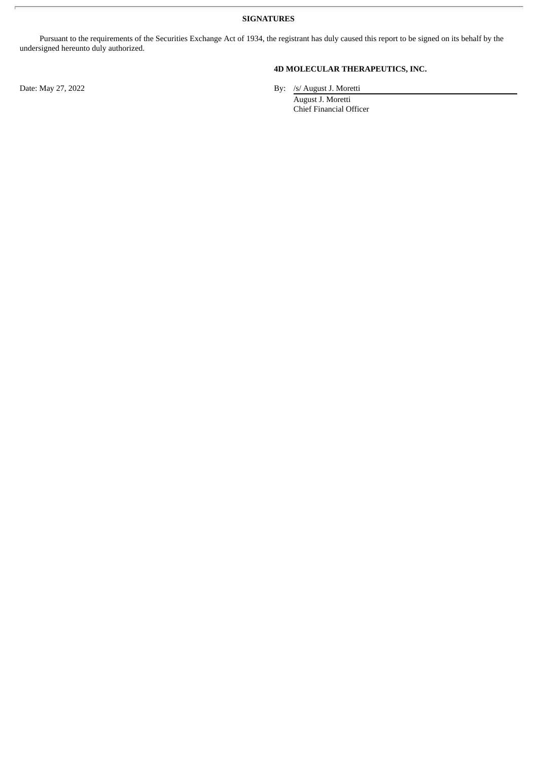**SIGNATURES**

Pursuant to the requirements of the Securities Exchange Act of 1934, the registrant has duly caused this report to be signed on its behalf by the undersigned hereunto duly authorized.

**4D MOLECULAR THERAPEUTICS, INC.**

Date: May 27, 2022

By: /s/ August J. Moretti

August J. Moretti
Chief Financial Officer